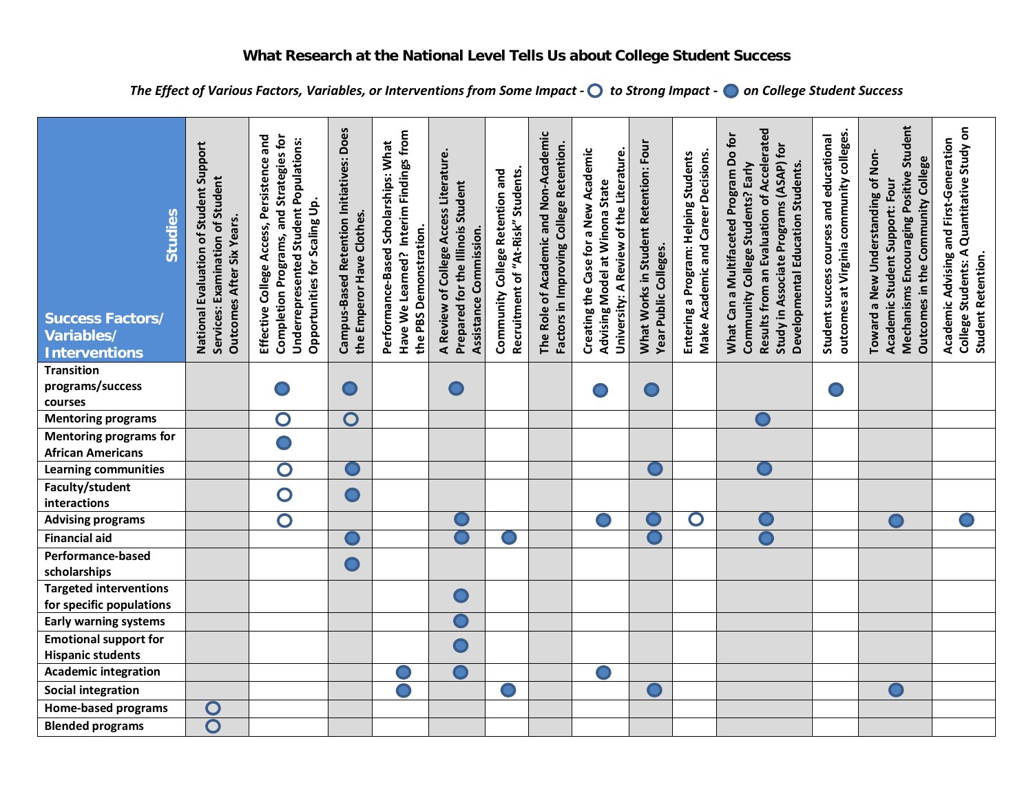# What Research at the National Level Tells Us about College Student Success

*The Effect of Various Factors, Variables, or Interventions from Some Impact - ○ to Strong Impact - ● on College Student Success*

| Success Factors/ Variables/ Interventions (rows) / Studies (columns) | National Evaluation of Student Support Services: Examination of Student Outcomes After Six Years. | Effective College Access, Persistence and Completion Programs, and Strategies for Underrepresented Student Populations: Opportunities for Scaling Up. | Campus-Based Retention Initiatives: Does the Emperor Have Clothes. | Performance-Based Scholarships: What Have We Learned? Interim Findings from the PBS Demonstration. | A Review of College Access Literature. Prepared for the Illinois Student Assistance Commission. | Community College Retention and Recruitment of "At-Risk" Students. | The Role of Academic and Non-Academic Factors in Improving College Retention. | Creating the Case for a New Academic Advising Model at Winona State University: A Review of the Literature. | What Works in Student Retention: Four Year Public Colleges. | Entering a Program: Helping Students Make Academic and Career Decisions. | What Can a Multifaceted Program Do for Community College Students? Early Results from an Evaluation of Accelerated Study in Associate Programs (ASAP) for Developmental Education Students. | Student success courses and educational outcomes at Virginia community colleges. | Toward a New Understanding of Non-Academic Student Support: Four Mechanisms Encouraging Positive Student Outcomes in the Community College | Academic Advising and First-Generation College Students: A Quantitative Study on Student Retention. |
|---|---|---|---|---|---|---|---|---|---|---|---|---|---|---|
| Transition programs/success courses | | ● | ● | | ● | | | ● | ● | | | ● | | |
| Mentoring programs | | ○ | ○ | | | | | | | | ● | | | |
| Mentoring programs for African Americans | | ● | | | | | | | | | | | | |
| Learning communities | | ○ | ● | | | | | | ● | | ● | | | |
| Faculty/student interactions | | ○ | ● | | | | | | | | | | | |
| Advising programs | | ○ | | | ● | | | ● | ● | ○ | ● | | ● | ● |
| Financial aid | | | ● | | ● | ● | | | ● | | ● | | | |
| Performance-based scholarships | | | ● | | | | | | | | | | | |
| Targeted interventions for specific populations | | | | | ● | | | | | | | | | |
| Early warning systems | | | | | ● | | | | | | | | | |
| Emotional support for Hispanic students | | | | | ● | | | | | | | | | |
| Academic integration | | | | ● | ● | | | ● | | | | | | |
| Social integration | | | | ● | | ● | | | ● | | | | ● | |
| Home-based programs | ○ | | | | | | | | | | | | | |
| Blended programs | ○ | | | | | | | | | | | | | |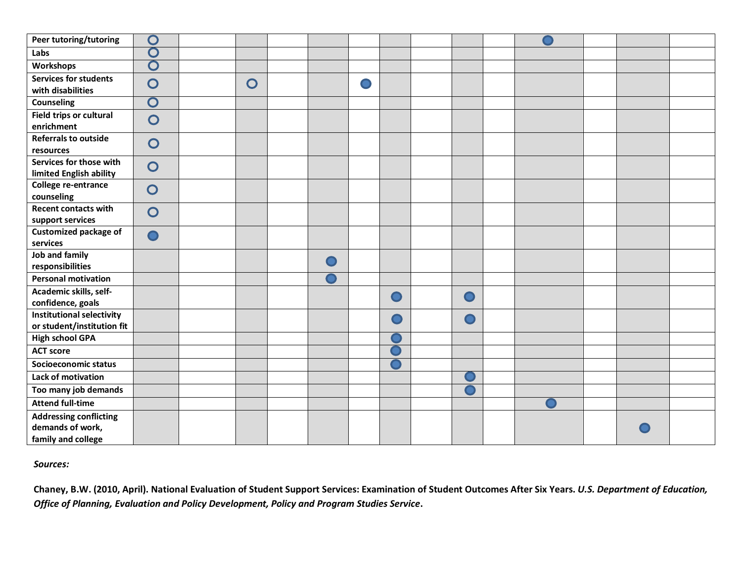| | | | | | | | | | | | | | | |
|---|---|---|---|---|---|---|---|---|---|---|---|---|---|---|
| **Peer tutoring/tutoring** | ○ | | | | | | | | | | ● | | | |
| **Labs** | ○ | | | | | | | | | | | | | |
| **Workshops** | ○ | | | | | | | | | | | | | |
| **Services for students with disabilities** | ○ | | ○ | | | ● | | | | | | | | |
| **Counseling** | ○ | | | | | | | | | | | | | |
| **Field trips or cultural enrichment** | ○ | | | | | | | | | | | | | |
| **Referrals to outside resources** | ○ | | | | | | | | | | | | | |
| **Services for those with limited English ability** | ○ | | | | | | | | | | | | | |
| **College re-entrance counseling** | ○ | | | | | | | | | | | | | |
| **Recent contacts with support services** | ○ | | | | | | | | | | | | | |
| **Customized package of services** | ● | | | | | | | | | | | | | |
| **Job and family responsibilities** | | | | | ● | | | | | | | | | |
| **Personal motivation** | | | | | ● | | | | | | | | | |
| **Academic skills, self-confidence, goals** | | | | | | | ● | | ● | | | | | |
| **Institutional selectivity or student/institution fit** | | | | | | | ● | | ● | | | | | |
| **High school GPA** | | | | | | | ● | | | | | | | |
| **ACT score** | | | | | | | ● | | | | | | | |
| **Socioeconomic status** | | | | | | | ● | | | | | | | |
| **Lack of motivation** | | | | | | | | | ● | | | | | |
| **Too many job demands** | | | | | | | | | ● | | | | | |
| **Attend full-time** | | | | | | | | | | | ● | | | |
| **Addressing conflicting demands of work, family and college** | | | | | | | | | | | | | ● | |

***Sources:***

**Chaney, B.W. (2010, April). National Evaluation of Student Support Services: Examination of Student Outcomes After Six Years. *U.S. Department of Education, Office of Planning, Evaluation and Policy Development, Policy and Program Studies Service*.**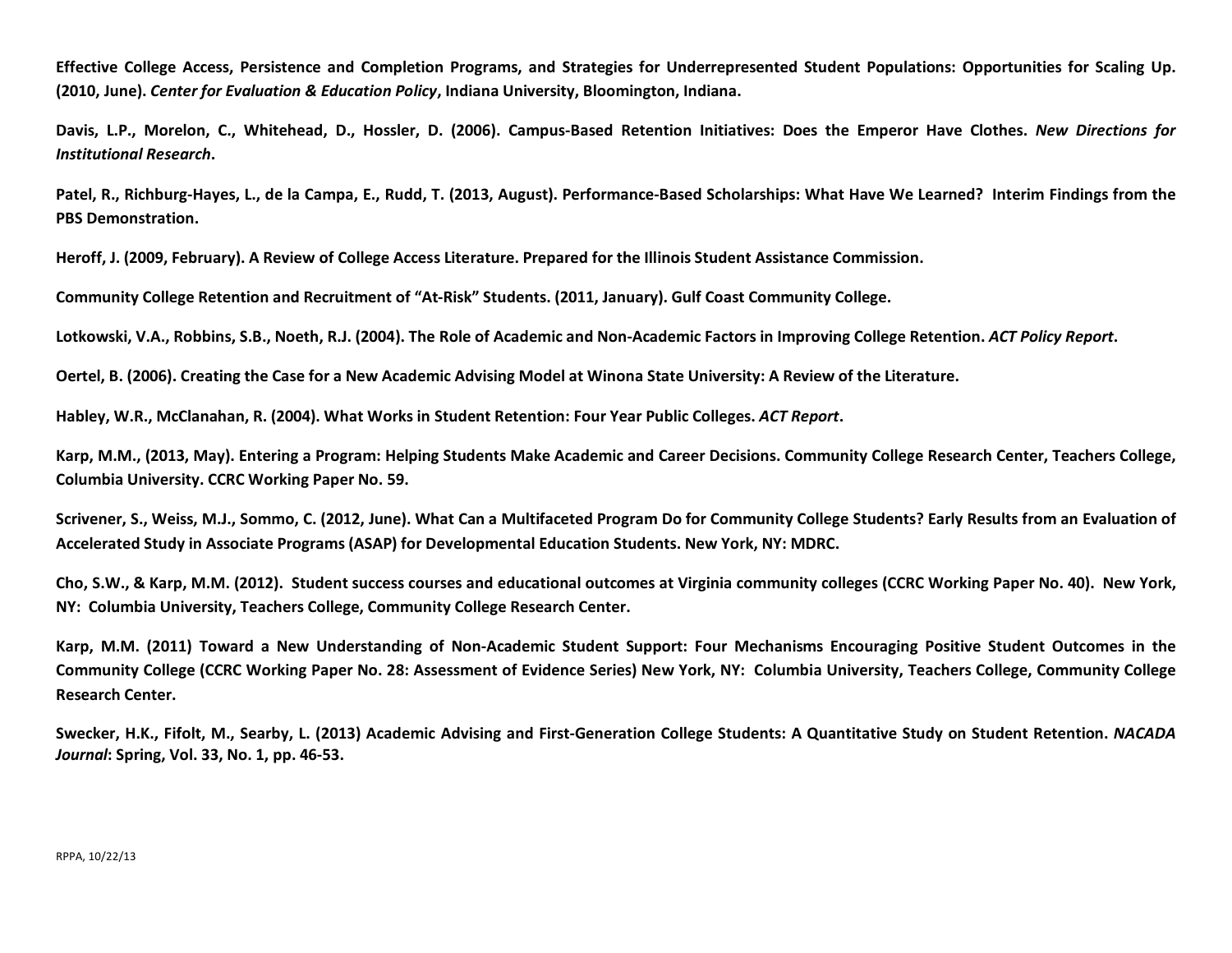**Effective College Access, Persistence and Completion Programs, and Strategies for Underrepresented Student Populations: Opportunities for Scaling Up. (2010, June).** ***Center for Evaluation & Education Policy*****, Indiana University, Bloomington, Indiana.**

**Davis, L.P., Morelon, C., Whitehead, D., Hossler, D. (2006). Campus-Based Retention Initiatives: Does the Emperor Have Clothes.** ***New Directions for Institutional Research*****.**

**Patel, R., Richburg-Hayes, L., de la Campa, E., Rudd, T. (2013, August). Performance-Based Scholarships: What Have We Learned? Interim Findings from the PBS Demonstration.**

**Heroff, J. (2009, February). A Review of College Access Literature. Prepared for the Illinois Student Assistance Commission.**

**Community College Retention and Recruitment of "At-Risk" Students. (2011, January). Gulf Coast Community College.**

**Lotkowski, V.A., Robbins, S.B., Noeth, R.J. (2004). The Role of Academic and Non-Academic Factors in Improving College Retention.** ***ACT Policy Report*****.**

**Oertel, B. (2006). Creating the Case for a New Academic Advising Model at Winona State University: A Review of the Literature.**

**Habley, W.R., McClanahan, R. (2004). What Works in Student Retention: Four Year Public Colleges.** ***ACT Report*****.**

**Karp, M.M., (2013, May). Entering a Program: Helping Students Make Academic and Career Decisions. Community College Research Center, Teachers College, Columbia University. CCRC Working Paper No. 59.**

**Scrivener, S., Weiss, M.J., Sommo, C. (2012, June). What Can a Multifaceted Program Do for Community College Students? Early Results from an Evaluation of Accelerated Study in Associate Programs (ASAP) for Developmental Education Students. New York, NY: MDRC.**

**Cho, S.W., & Karp, M.M. (2012). Student success courses and educational outcomes at Virginia community colleges (CCRC Working Paper No. 40). New York, NY: Columbia University, Teachers College, Community College Research Center.**

**Karp, M.M. (2011) Toward a New Understanding of Non-Academic Student Support: Four Mechanisms Encouraging Positive Student Outcomes in the Community College (CCRC Working Paper No. 28: Assessment of Evidence Series) New York, NY: Columbia University, Teachers College, Community College Research Center.**

**Swecker, H.K., Fifolt, M., Searby, L. (2013) Academic Advising and First-Generation College Students: A Quantitative Study on Student Retention.** ***NACADA Journal*****: Spring, Vol. 33, No. 1, pp. 46-53.**

RPPA, 10/22/13